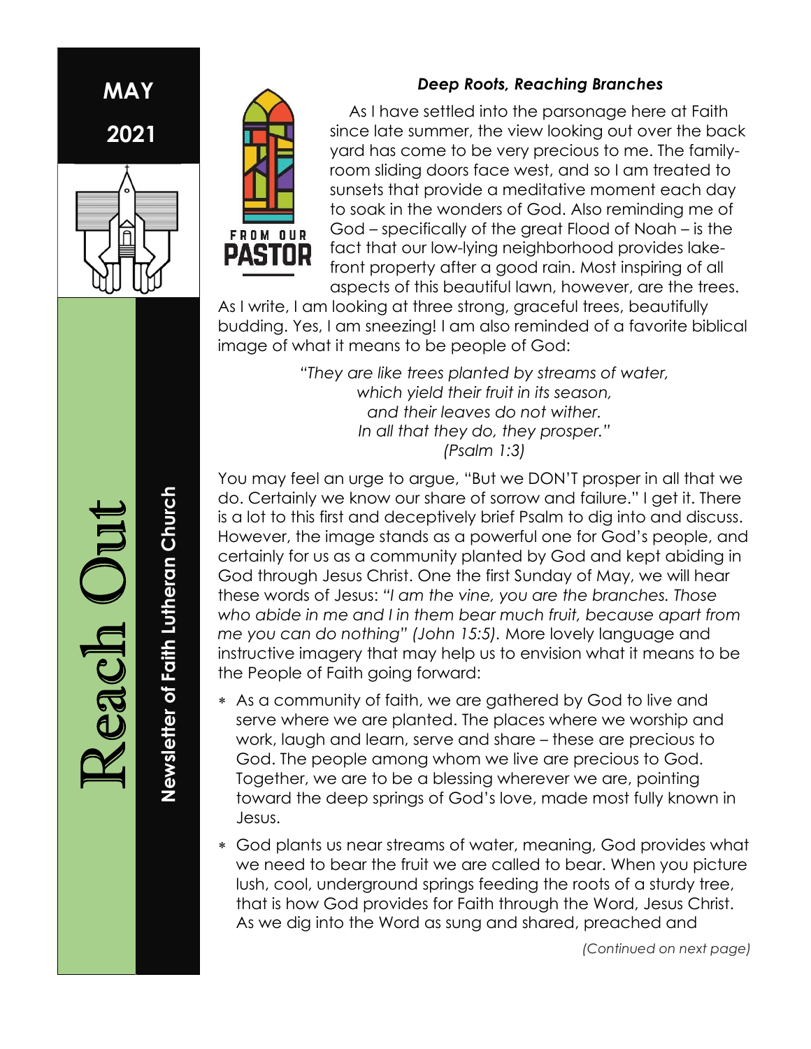MAY

2021

# Reach Out

**Newsletter of Faith Lutheran Church**

FROM OUR

**PASTOR**

### *Deep Roots, Reaching Branches*

As I have settled into the parsonage here at Faith since late summer, the view looking out over the back yard has come to be very precious to me. The family-room sliding doors face west, and so I am treated to sunsets that provide a meditative moment each day to soak in the wonders of God. Also reminding me of God – specifically of the great Flood of Noah – is the fact that our low-lying neighborhood provides lake-front property after a good rain. Most inspiring of all aspects of this beautiful lawn, however, are the trees. As I write, I am looking at three strong, graceful trees, beautifully budding. Yes, I am sneezing! I am also reminded of a favorite biblical image of what it means to be people of God:

*"They are like trees planted by streams of water,*
*which yield their fruit in its season,*
*and their leaves do not wither.*
*In all that they do, they prosper."*
*(Psalm 1:3)*

You may feel an urge to argue, "But we DON'T prosper in all that we do. Certainly we know our share of sorrow and failure." I get it. There is a lot to this first and deceptively brief Psalm to dig into and discuss. However, the image stands as a powerful one for God's people, and certainly for us as a community planted by God and kept abiding in God through Jesus Christ. One the first Sunday of May, we will hear these words of Jesus: *"I am the vine, you are the branches. Those who abide in me and I in them bear much fruit, because apart from me you can do nothing" (John 15:5).* More lovely language and instructive imagery that may help us to envision what it means to be the People of Faith going forward:

- As a community of faith, we are gathered by God to live and serve where we are planted. The places where we worship and work, laugh and learn, serve and share – these are precious to God. The people among whom we live are precious to God. Together, we are to be a blessing wherever we are, pointing toward the deep springs of God's love, made most fully known in Jesus.
- God plants us near streams of water, meaning, God provides what we need to bear the fruit we are called to bear. When you picture lush, cool, underground springs feeding the roots of a sturdy tree, that is how God provides for Faith through the Word, Jesus Christ. As we dig into the Word as sung and shared, preached and

*(Continued on next page)*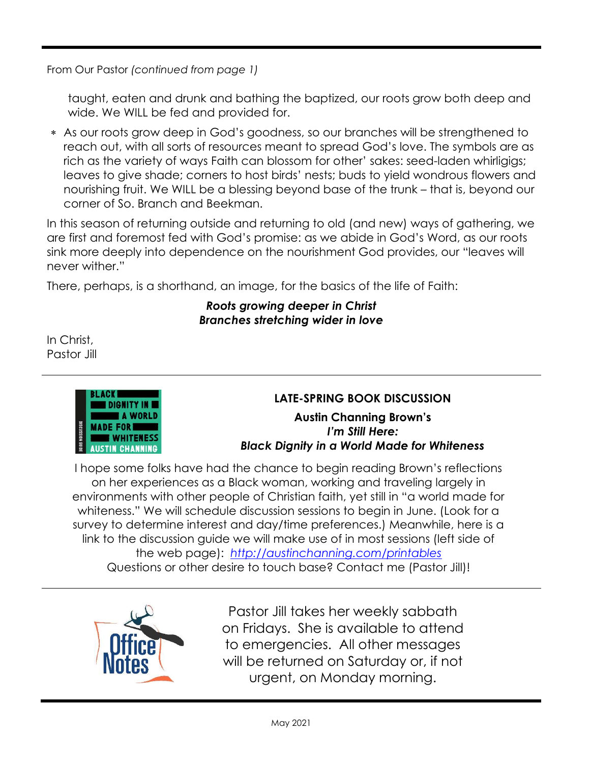From Our Pastor *(continued from page 1)*

taught, eaten and drunk and bathing the baptized, our roots grow both deep and wide. We WILL be fed and provided for.

- As our roots grow deep in God's goodness, so our branches will be strengthened to reach out, with all sorts of resources meant to spread God's love. The symbols are as rich as the variety of ways Faith can blossom for other' sakes: seed-laden whirligigs; leaves to give shade; corners to host birds' nests; buds to yield wondrous flowers and nourishing fruit. We WILL be a blessing beyond base of the trunk – that is, beyond our corner of So. Branch and Beekman.

In this season of returning outside and returning to old (and new) ways of gathering, we are first and foremost fed with God's promise: as we abide in God's Word, as our roots sink more deeply into dependence on the nourishment God provides, our "leaves will never wither."

There, perhaps, is a shorthand, an image, for the basics of the life of Faith:

***Roots growing deeper in Christ***
***Branches stretching wider in love***

In Christ,
Pastor Jill

---

**LATE-SPRING BOOK DISCUSSION**

**Austin Channing Brown's**
***I'm Still Here:***
***Black Dignity in a World Made for Whiteness***

I hope some folks have had the chance to begin reading Brown's reflections on her experiences as a Black woman, working and traveling largely in environments with other people of Christian faith, yet still in "a world made for whiteness." We will schedule discussion sessions to begin in June. (Look for a survey to determine interest and day/time preferences.) Meanwhile, here is a link to the discussion guide we will make use of in most sessions (left side of the web page): *http://austinchanning.com/printables*
Questions or other desire to touch base? Contact me (Pastor Jill)!

---

**Office Notes**

Pastor Jill takes her weekly sabbath on Fridays. She is available to attend to emergencies. All other messages will be returned on Saturday or, if not urgent, on Monday morning.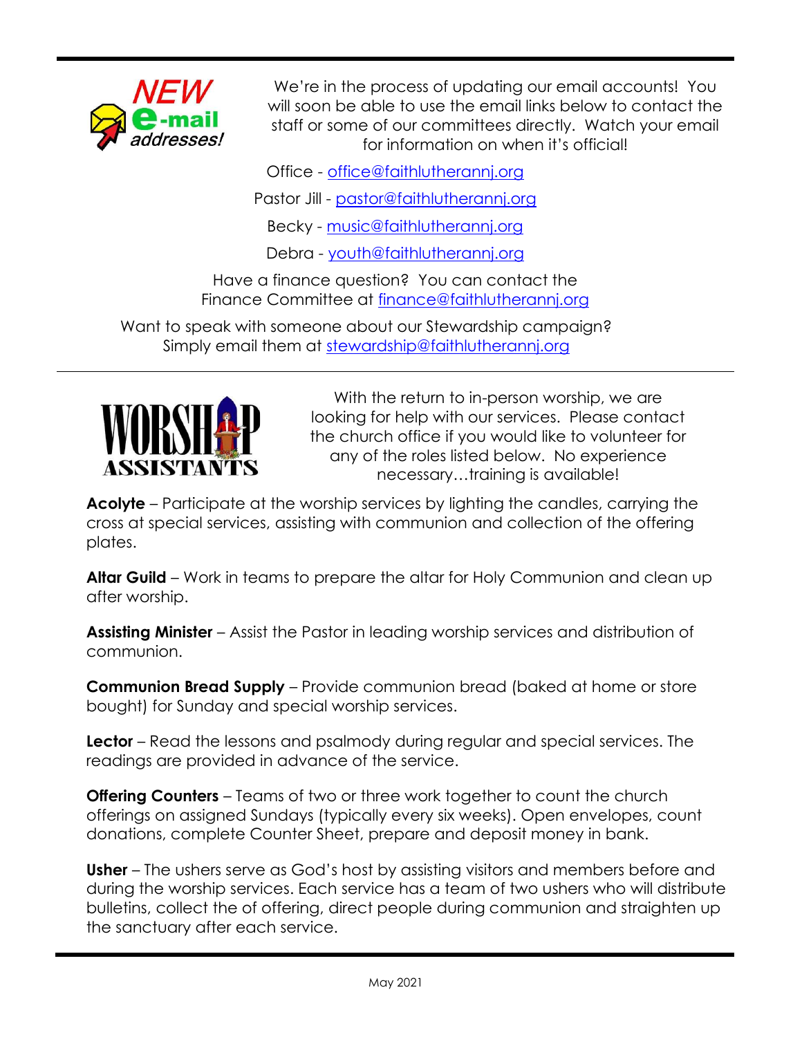## NEW e-mail addresses!

We're in the process of updating our email accounts! You will soon be able to use the email links below to contact the staff or some of our committees directly. Watch your email for information on when it's official!

Office - office@faithlutherannj.org

Pastor Jill - pastor@faithlutherannj.org

Becky - music@faithlutherannj.org

Debra - youth@faithlutherannj.org

Have a finance question? You can contact the Finance Committee at finance@faithlutherannj.org

Want to speak with someone about our Stewardship campaign? Simply email them at stewardship@faithlutherannj.org

---

## WORSHIP ASSISTANTS

With the return to in-person worship, we are looking for help with our services. Please contact the church office if you would like to volunteer for any of the roles listed below. No experience necessary…training is available!

**Acolyte** – Participate at the worship services by lighting the candles, carrying the cross at special services, assisting with communion and collection of the offering plates.

**Altar Guild** – Work in teams to prepare the altar for Holy Communion and clean up after worship.

**Assisting Minister** – Assist the Pastor in leading worship services and distribution of communion.

**Communion Bread Supply** – Provide communion bread (baked at home or store bought) for Sunday and special worship services.

**Lector** – Read the lessons and psalmody during regular and special services. The readings are provided in advance of the service.

**Offering Counters** – Teams of two or three work together to count the church offerings on assigned Sundays (typically every six weeks). Open envelopes, count donations, complete Counter Sheet, prepare and deposit money in bank.

**Usher** – The ushers serve as God's host by assisting visitors and members before and during the worship services. Each service has a team of two ushers who will distribute bulletins, collect the of offering, direct people during communion and straighten up the sanctuary after each service.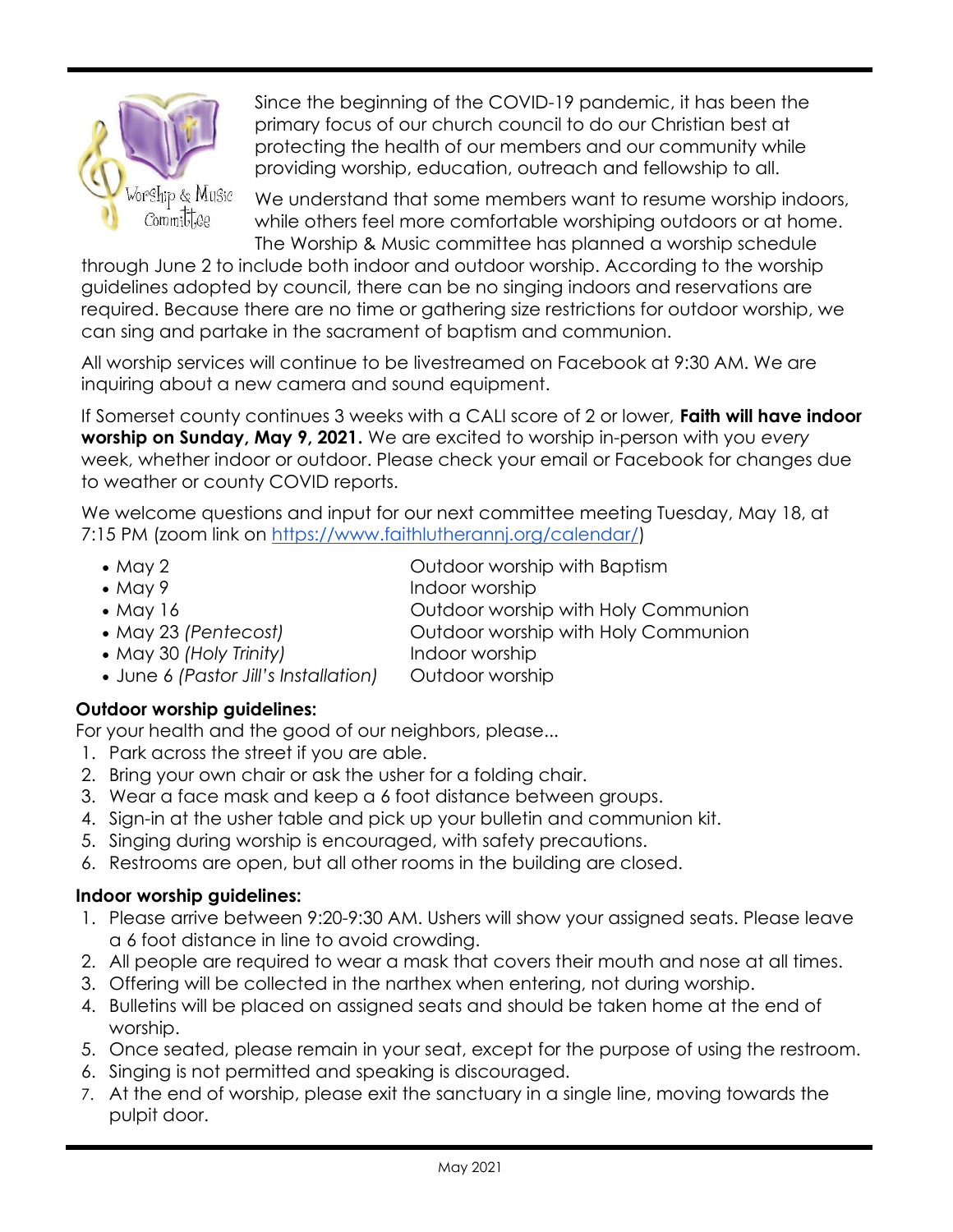Since the beginning of the COVID-19 pandemic, it has been the primary focus of our church council to do our Christian best at protecting the health of our members and our community while providing worship, education, outreach and fellowship to all.

We understand that some members want to resume worship indoors, while others feel more comfortable worshiping outdoors or at home. The Worship & Music committee has planned a worship schedule through June 2 to include both indoor and outdoor worship. According to the worship guidelines adopted by council, there can be no singing indoors and reservations are required. Because there are no time or gathering size restrictions for outdoor worship, we can sing and partake in the sacrament of baptism and communion.

All worship services will continue to be livestreamed on Facebook at 9:30 AM. We are inquiring about a new camera and sound equipment.

If Somerset county continues 3 weeks with a CALI score of 2 or lower, **Faith will have indoor worship on Sunday, May 9, 2021.** We are excited to worship in-person with you *every* week, whether indoor or outdoor. Please check your email or Facebook for changes due to weather or county COVID reports.

We welcome questions and input for our next committee meeting Tuesday, May 18, at 7:15 PM (zoom link on https://www.faithlutherannj.org/calendar/)

- May 2 — Outdoor worship with Baptism
- May 9 — Indoor worship
- May 16 — Outdoor worship with Holy Communion
- May 23 *(Pentecost)* — Outdoor worship with Holy Communion
- May 30 *(Holy Trinity)* — Indoor worship
- June 6 *(Pastor Jill's Installation)* — Outdoor worship

**Outdoor worship guidelines:**

For your health and the good of our neighbors, please...

1. Park across the street if you are able.
2. Bring your own chair or ask the usher for a folding chair.
3. Wear a face mask and keep a 6 foot distance between groups.
4. Sign-in at the usher table and pick up your bulletin and communion kit.
5. Singing during worship is encouraged, with safety precautions.
6. Restrooms are open, but all other rooms in the building are closed.

**Indoor worship guidelines:**

1. Please arrive between 9:20-9:30 AM. Ushers will show your assigned seats. Please leave a 6 foot distance in line to avoid crowding.
2. All people are required to wear a mask that covers their mouth and nose at all times.
3. Offering will be collected in the narthex when entering, not during worship.
4. Bulletins will be placed on assigned seats and should be taken home at the end of worship.
5. Once seated, please remain in your seat, except for the purpose of using the restroom.
6. Singing is not permitted and speaking is discouraged.
7. At the end of worship, please exit the sanctuary in a single line, moving towards the pulpit door.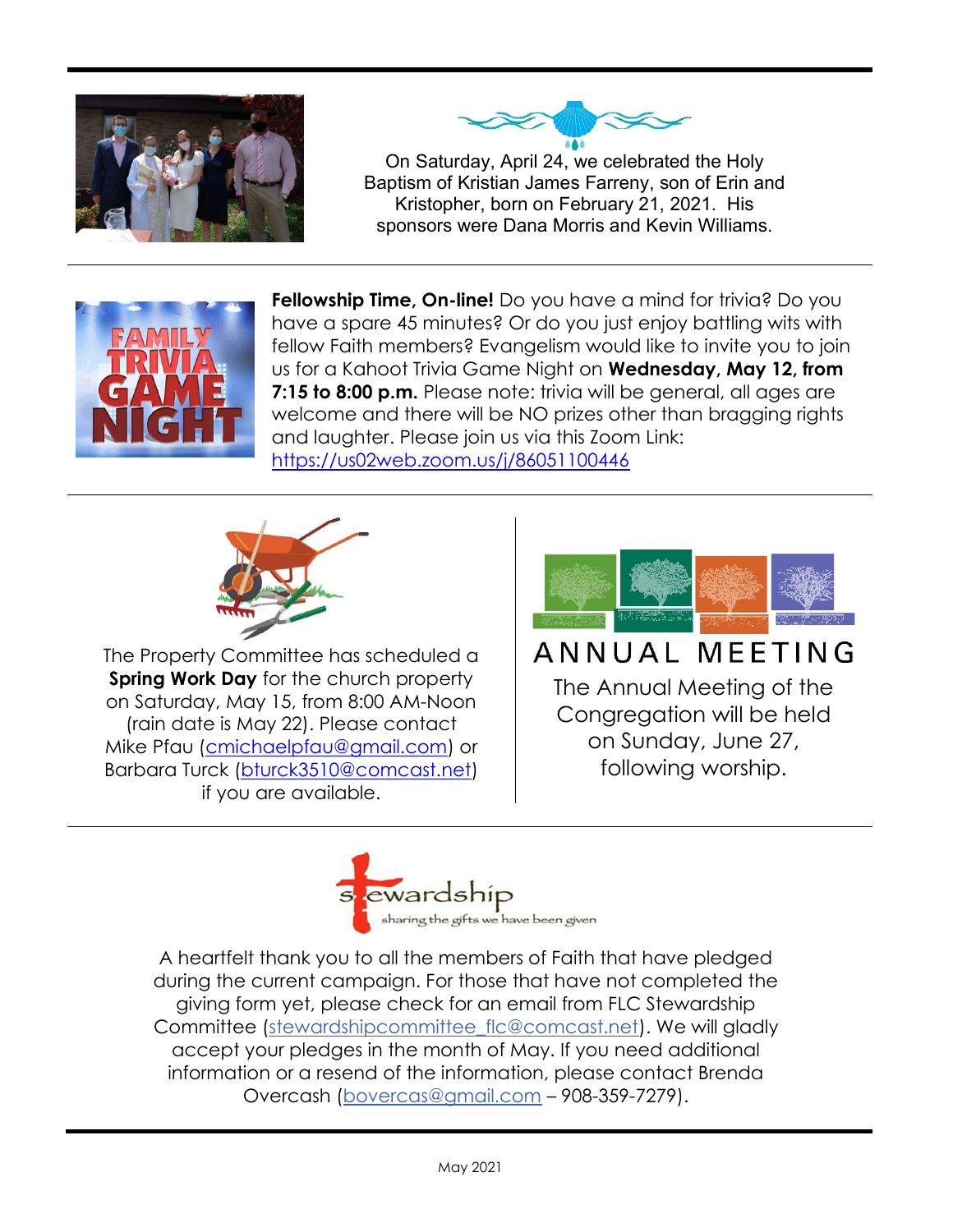On Saturday, April 24, we celebrated the Holy Baptism of Kristian James Farreny, son of Erin and Kristopher, born on February 21, 2021. His sponsors were Dana Morris and Kevin Williams.

---

**Fellowship Time, On-line!** Do you have a mind for trivia? Do you have a spare 45 minutes? Or do you just enjoy battling wits with fellow Faith members? Evangelism would like to invite you to join us for a Kahoot Trivia Game Night on **Wednesday, May 12, from 7:15 to 8:00 p.m.** Please note: trivia will be general, all ages are welcome and there will be NO prizes other than bragging rights and laughter. Please join us via this Zoom Link: https://us02web.zoom.us/j/86051100446

---

The Property Committee has scheduled a **Spring Work Day** for the church property on Saturday, May 15, from 8:00 AM-Noon (rain date is May 22). Please contact Mike Pfau (cmichaelpfau@gmail.com) or Barbara Turck (bturck3510@comcast.net) if you are available.

## ANNUAL MEETING

The Annual Meeting of the Congregation will be held on Sunday, June 27, following worship.

---

## stewardship

*sharing the gifts we have been given*

A heartfelt thank you to all the members of Faith that have pledged during the current campaign. For those that have not completed the giving form yet, please check for an email from FLC Stewardship Committee (stewardshipcommittee_flc@comcast.net). We will gladly accept your pledges in the month of May. If you need additional information or a resend of the information, please contact Brenda Overcash (bovercas@gmail.com – 908-359-7279).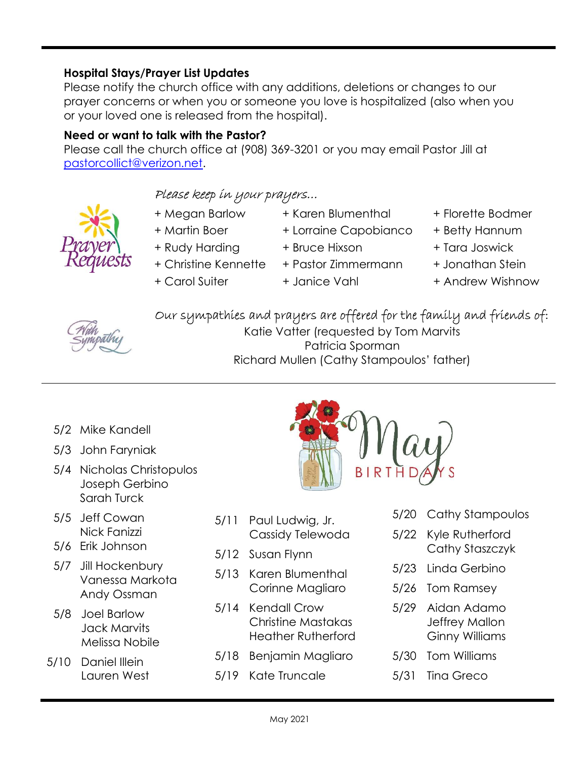**Hospital Stays/Prayer List Updates**
Please notify the church office with any additions, deletions or changes to our prayer concerns or when you or someone you love is hospitalized (also when you or your loved one is released from the hospital).

**Need or want to talk with the Pastor?**
Please call the church office at (908) 369-3201 or you may email Pastor Jill at pastorcollict@verizon.net.

*Please keep in your prayers...*

- + Megan Barlow
- + Martin Boer
- + Rudy Harding
- + Christine Kennette
- + Carol Suiter
- + Karen Blumenthal
- + Lorraine Capobianco
- + Bruce Hixson
- + Pastor Zimmermann
- + Janice Vahl
- + Florette Bodmer
- + Betty Hannum
- + Tara Joswick
- + Jonathan Stein
- + Andrew Wishnow

*Our sympathies and prayers are offered for the family and friends of:*

Katie Vatter (requested by Tom Marvits)
Patricia Sporman
Richard Mullen (Cathy Stampoulos' father)

## May Birthdays

- 5/2 Mike Kandell
- 5/3 John Faryniak
- 5/4 Nicholas Christopulos, Joseph Gerbino, Sarah Turck
- 5/5 Jeff Cowan, Nick Fanizzi
- 5/6 Erik Johnson
- 5/7 Jill Hockenbury, Vanessa Markota, Andy Ossman
- 5/8 Joel Barlow, Jack Marvits, Melissa Nobile
- 5/10 Daniel Illein, Lauren West
- 5/11 Paul Ludwig, Jr., Cassidy Telewoda
- 5/12 Susan Flynn
- 5/13 Karen Blumenthal, Corinne Magliaro
- 5/14 Kendall Crow, Christine Mastakas, Heather Rutherford
- 5/18 Benjamin Magliaro
- 5/19 Kate Truncale
- 5/20 Cathy Stampoulos
- 5/22 Kyle Rutherford, Cathy Staszczyk
- 5/23 Linda Gerbino
- 5/26 Tom Ramsey
- 5/29 Aidan Adamo, Jeffrey Mallon, Ginny Williams
- 5/30 Tom Williams
- 5/31 Tina Greco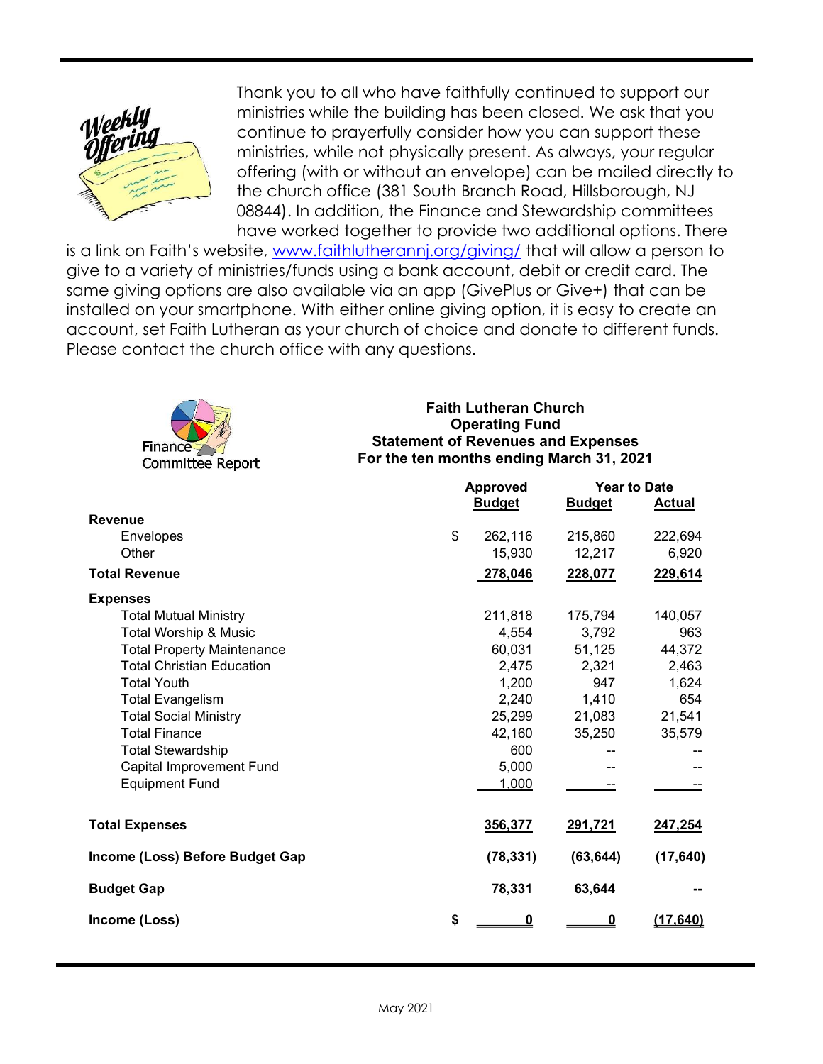Weekly Offering

Thank you to all who have faithfully continued to support our ministries while the building has been closed. We ask that you continue to prayerfully consider how you can support these ministries, while not physically present. As always, your regular offering (with or without an envelope) can be mailed directly to the church office (381 South Branch Road, Hillsborough, NJ 08844). In addition, the Finance and Stewardship committees have worked together to provide two additional options. There is a link on Faith's website, www.faithlutherannj.org/giving/ that will allow a person to give to a variety of ministries/funds using a bank account, debit or credit card. The same giving options are also available via an app (GivePlus or Give+) that can be installed on your smartphone. With either online giving option, it is easy to create an account, set Faith Lutheran as your church of choice and donate to different funds. Please contact the church office with any questions.

---

Finance Committee Report

**Faith Lutheran Church**
**Operating Fund**
**Statement of Revenues and Expenses**
**For the ten months ending March 31, 2021**

| | Approved Budget | Year to Date Budget | Year to Date Actual |
|---|---|---|---|
| **Revenue** | | | |
| Envelopes | $ 262,116 | 215,860 | 222,694 |
| Other | 15,930 | 12,217 | 6,920 |
| **Total Revenue** | **278,046** | **228,077** | **229,614** |
| **Expenses** | | | |
| Total Mutual Ministry | 211,818 | 175,794 | 140,057 |
| Total Worship & Music | 4,554 | 3,792 | 963 |
| Total Property Maintenance | 60,031 | 51,125 | 44,372 |
| Total Christian Education | 2,475 | 2,321 | 2,463 |
| Total Youth | 1,200 | 947 | 1,624 |
| Total Evangelism | 2,240 | 1,410 | 654 |
| Total Social Ministry | 25,299 | 21,083 | 21,541 |
| Total Finance | 42,160 | 35,250 | 35,579 |
| Total Stewardship | 600 | -- | -- |
| Capital Improvement Fund | 5,000 | -- | -- |
| Equipment Fund | 1,000 | -- | -- |
| **Total Expenses** | **356,377** | **291,721** | **247,254** |
| **Income (Loss) Before Budget Gap** | **(78,331)** | **(63,644)** | **(17,640)** |
| **Budget Gap** | **78,331** | **63,644** | **--** |
| **Income (Loss)** | **$ 0** | **0** | **(17,640)** |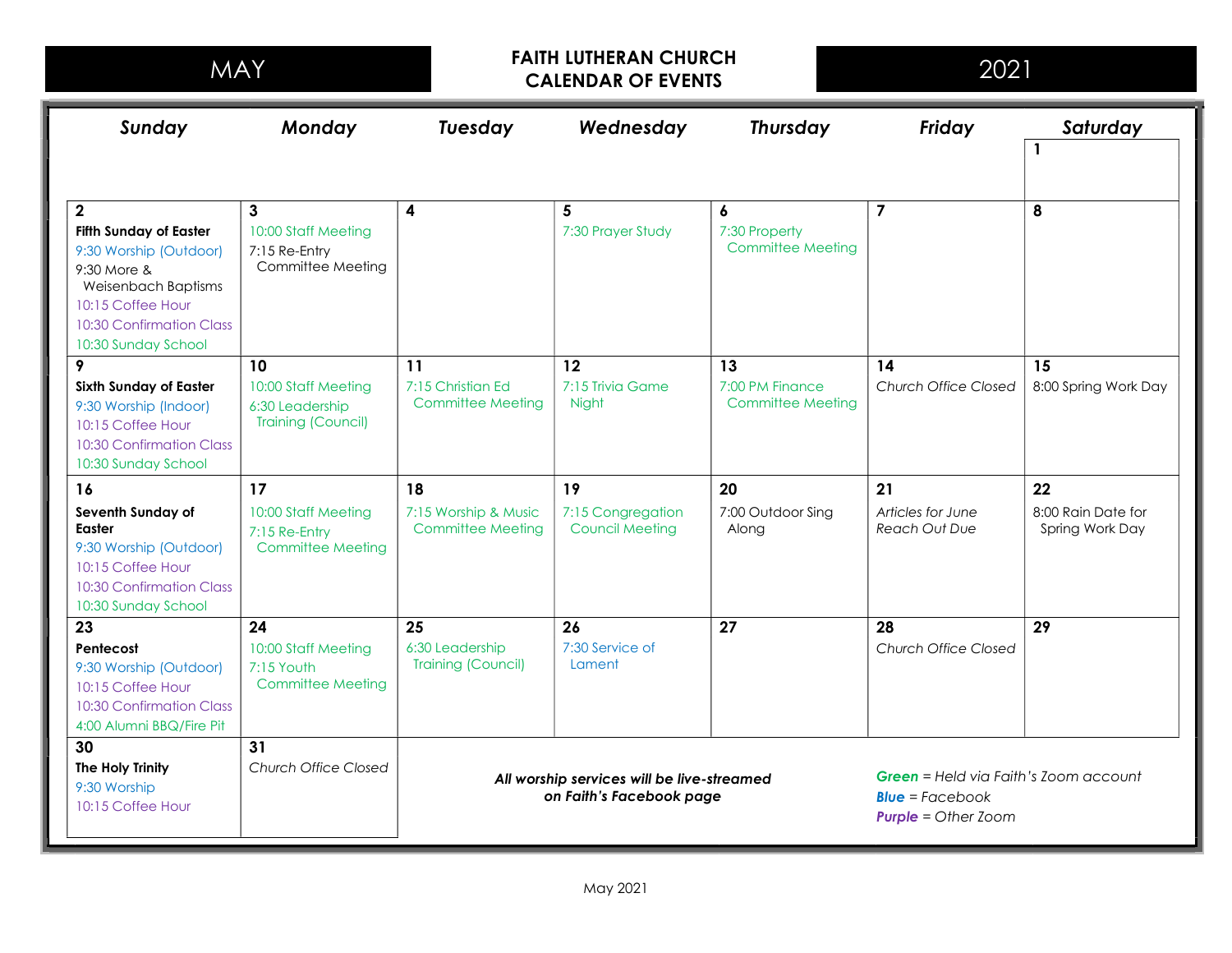# MAY — FAITH LUTHERAN CHURCH CALENDAR OF EVENTS — 2021

| Sunday | Monday | Tuesday | Wednesday | Thursday | Friday | Saturday |
|---|---|---|---|---|---|---|
| | | | | | | **1** |
| **2**<br>**Fifth Sunday of Easter**<br>9:30 Worship (Outdoor)<br>9:30 More & Weisenbach Baptisms<br>10:15 Coffee Hour<br>10:30 Confirmation Class<br>10:30 Sunday School | **3**<br>10:00 Staff Meeting<br>7:15 Re-Entry Committee Meeting | **4** | **5**<br>7:30 Prayer Study | **6**<br>7:30 Property Committee Meeting | **7** | **8** |
| **9**<br>**Sixth Sunday of Easter**<br>9:30 Worship (Indoor)<br>10:15 Coffee Hour<br>10:30 Confirmation Class<br>10:30 Sunday School | **10**<br>10:00 Staff Meeting<br>6:30 Leadership Training (Council) | **11**<br>7:15 Christian Ed Committee Meeting | **12**<br>7:15 Trivia Game Night | **13**<br>7:00 PM Finance Committee Meeting | **14**<br>*Church Office Closed* | **15**<br>8:00 Spring Work Day |
| **16**<br>**Seventh Sunday of Easter**<br>9:30 Worship (Outdoor)<br>10:15 Coffee Hour<br>10:30 Confirmation Class<br>10:30 Sunday School | **17**<br>10:00 Staff Meeting<br>7:15 Re-Entry Committee Meeting | **18**<br>7:15 Worship & Music Committee Meeting | **19**<br>7:15 Congregation Council Meeting | **20**<br>7:00 Outdoor Sing Along | **21**<br>*Articles for June Reach Out Due* | **22**<br>8:00 Rain Date for Spring Work Day |
| **23**<br>**Pentecost**<br>9:30 Worship (Outdoor)<br>10:15 Coffee Hour<br>10:30 Confirmation Class<br>4:00 Alumni BBQ/Fire Pit | **24**<br>10:00 Staff Meeting<br>7:15 Youth Committee Meeting | **25**<br>6:30 Leadership Training (Council) | **26**<br>7:30 Service of Lament | **27** | **28**<br>*Church Office Closed* | **29** |
| **30**<br>**The Holy Trinity**<br>9:30 Worship<br>10:15 Coffee Hour | **31**<br>*Church Office Closed* | | | | | |

***All worship services will be live-streamed on Faith's Facebook page***

***Green*** *= Held via Faith's Zoom account*
***Blue*** *= Facebook*
***Purple*** *= Other Zoom*

May 2021